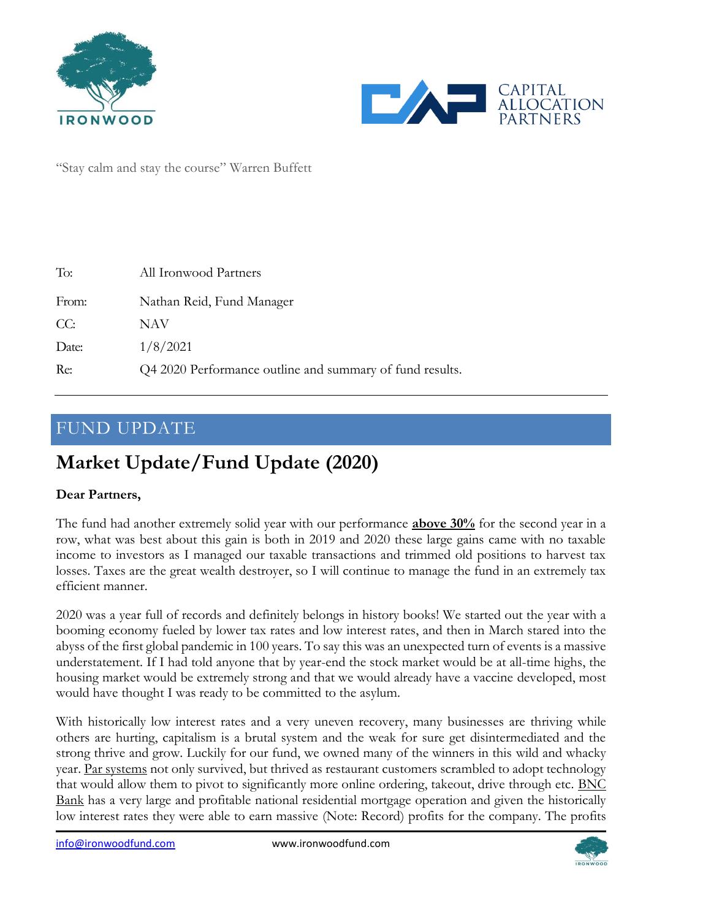"Stay calm and stay the course" Warren Buffett

| | |
|---|---|
| To: | All Ironwood Partners |
| From: | Nathan Reid, Fund Manager |
| CC: | NAV |
| Date: | 1/8/2021 |
| Re: | Q4 2020 Performance outline and summary of fund results. |

## FUND UPDATE

# Market Update/Fund Update (2020)

**Dear Partners,**

The fund had another extremely solid year with our performance **above 30%** for the second year in a row, what was best about this gain is both in 2019 and 2020 these large gains came with no taxable income to investors as I managed our taxable transactions and trimmed old positions to harvest tax losses. Taxes are the great wealth destroyer, so I will continue to manage the fund in an extremely tax efficient manner.

2020 was a year full of records and definitely belongs in history books! We started out the year with a booming economy fueled by lower tax rates and low interest rates, and then in March stared into the abyss of the first global pandemic in 100 years. To say this was an unexpected turn of events is a massive understatement. If I had told anyone that by year-end the stock market would be at all-time highs, the housing market would be extremely strong and that we would already have a vaccine developed, most would have thought I was ready to be committed to the asylum.

With historically low interest rates and a very uneven recovery, many businesses are thriving while others are hurting, capitalism is a brutal system and the weak for sure get disintermediated and the strong thrive and grow. Luckily for our fund, we owned many of the winners in this wild and whacky year. Par systems not only survived, but thrived as restaurant customers scrambled to adopt technology that would allow them to pivot to significantly more online ordering, takeout, drive through etc. BNC Bank has a very large and profitable national residential mortgage operation and given the historically low interest rates they were able to earn massive (Note: Record) profits for the company. The profits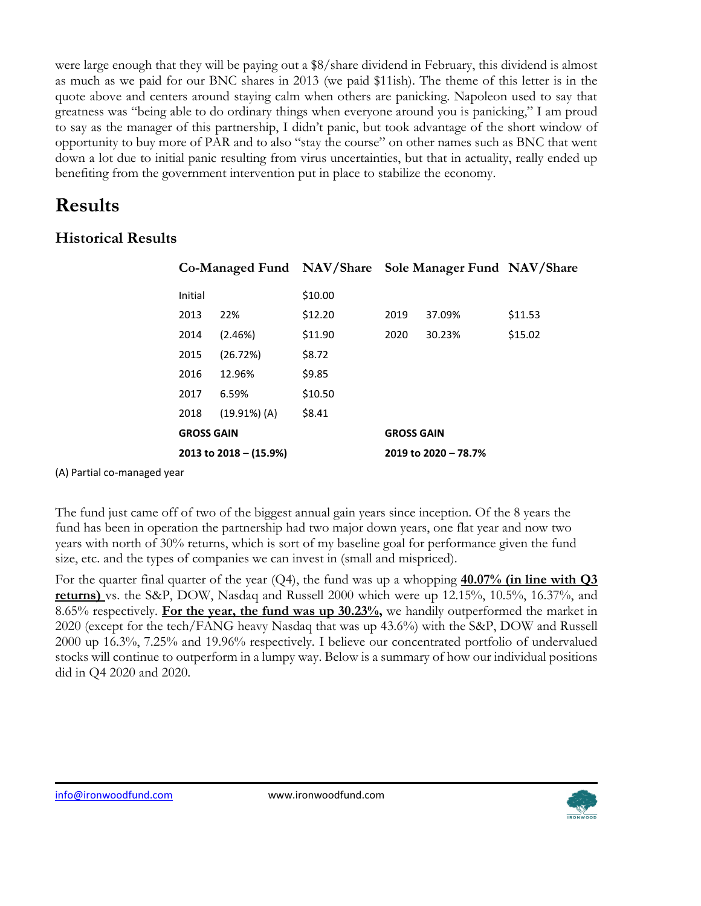were large enough that they will be paying out a $8/share dividend in February, this dividend is almost as much as we paid for our BNC shares in 2013 (we paid $11ish). The theme of this letter is in the quote above and centers around staying calm when others are panicking. Napoleon used to say that greatness was "being able to do ordinary things when everyone around you is panicking," I am proud to say as the manager of this partnership, I didn't panic, but took advantage of the short window of opportunity to buy more of PAR and to also "stay the course" on other names such as BNC that went down a lot due to initial panic resulting from virus uncertainties, but that in actuality, really ended up benefiting from the government intervention put in place to stabilize the economy.

# Results

## Historical Results

| Co-Managed Fund | | NAV/Share | Sole Manager Fund | | NAV/Share |
|---|---|---|---|---|---|
| Initial | | $10.00 | | | |
| 2013 | 22% | $12.20 | 2019 | 37.09% | $11.53 |
| 2014 | (2.46%) | $11.90 | 2020 | 30.23% | $15.02 |
| 2015 | (26.72%) | $8.72 | | | |
| 2016 | 12.96% | $9.85 | | | |
| 2017 | 6.59% | $10.50 | | | |
| 2018 | (19.91%) (A) | $8.41 | | | |
| **GROSS GAIN** | | | **GROSS GAIN** | | |
| **2013 to 2018 – (15.9%)** | | | **2019 to 2020 – 78.7%** | | |

(A) Partial co-managed year

The fund just came off of two of the biggest annual gain years since inception. Of the 8 years the fund has been in operation the partnership had two major down years, one flat year and now two years with north of 30% returns, which is sort of my baseline goal for performance given the fund size, etc. and the types of companies we can invest in (small and mispriced).

For the quarter final quarter of the year (Q4), the fund was up a whopping **<u>40.07% (in line with Q3 returns)</u>** vs. the S&P, DOW, Nasdaq and Russell 2000 which were up 12.15%, 10.5%, 16.37%, and 8.65% respectively. **<u>For the year, the fund was up 30.23%,</u>** we handily outperformed the market in 2020 (except for the tech/FANG heavy Nasdaq that was up 43.6%) with the S&P, DOW and Russell 2000 up 16.3%, 7.25% and 19.96% respectively. I believe our concentrated portfolio of undervalued stocks will continue to outperform in a lumpy way. Below is a summary of how our individual positions did in Q4 2020 and 2020.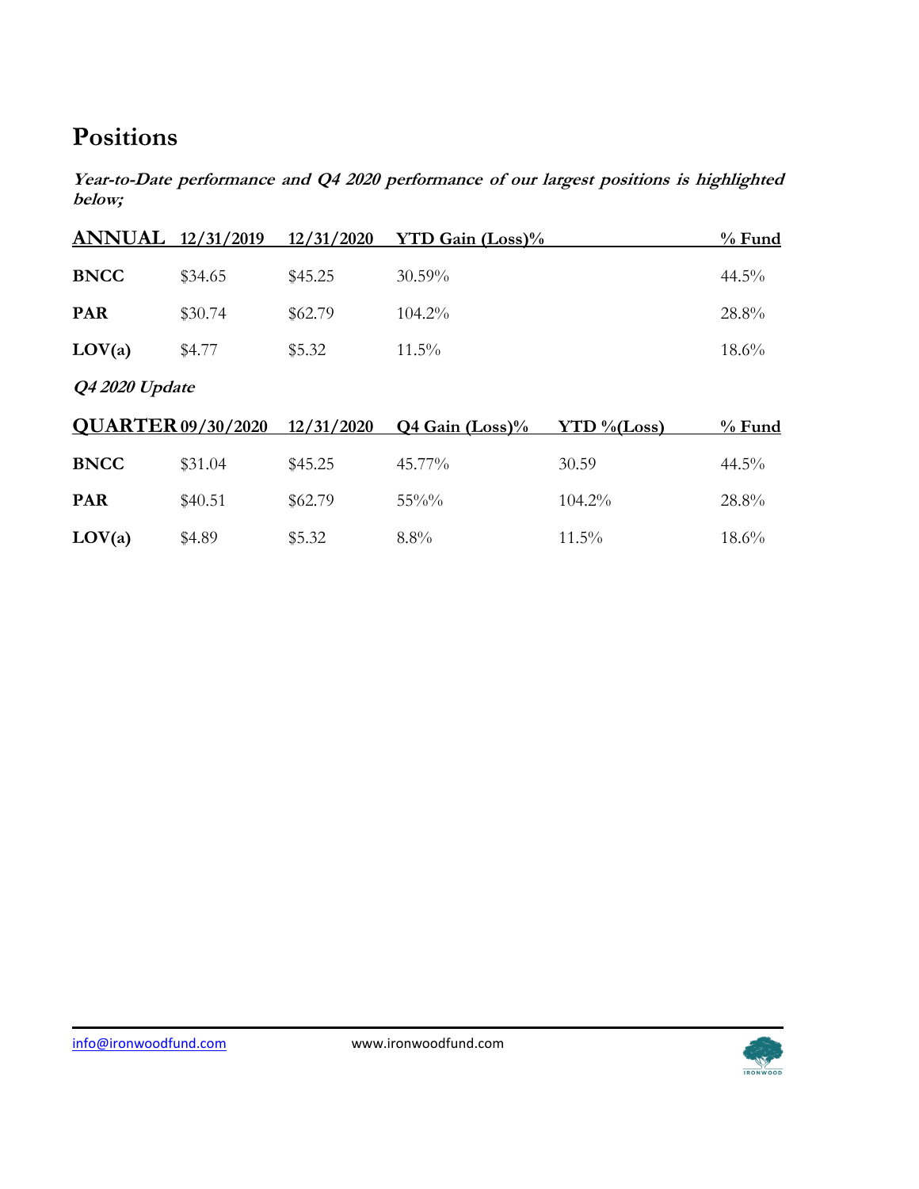## Positions

***Year-to-Date performance and Q4 2020 performance of our largest positions is highlighted below;***

| ANNUAL | 12/31/2019 | 12/31/2020 | YTD Gain (Loss)% | % Fund |
|---|---|---|---|---|
| **BNCC** | $34.65 | $45.25 | 30.59% | 44.5% |
| **PAR** | $30.74 | $62.79 | 104.2% | 28.8% |
| **LOV(a)** | $4.77 | $5.32 | 11.5% | 18.6% |

***Q4 2020 Update***

| QUARTER | 09/30/2020 | 12/31/2020 | Q4 Gain (Loss)% | YTD %(Loss) | % Fund |
|---|---|---|---|---|---|
| **BNCC** | $31.04 | $45.25 | 45.77% | 30.59 | 44.5% |
| **PAR** | $40.51 | $62.79 | 55%% | 104.2% | 28.8% |
| **LOV(a)** | $4.89 | $5.32 | 8.8% | 11.5% | 18.6% |

info@ironwoodfund.com www.ironwoodfund.com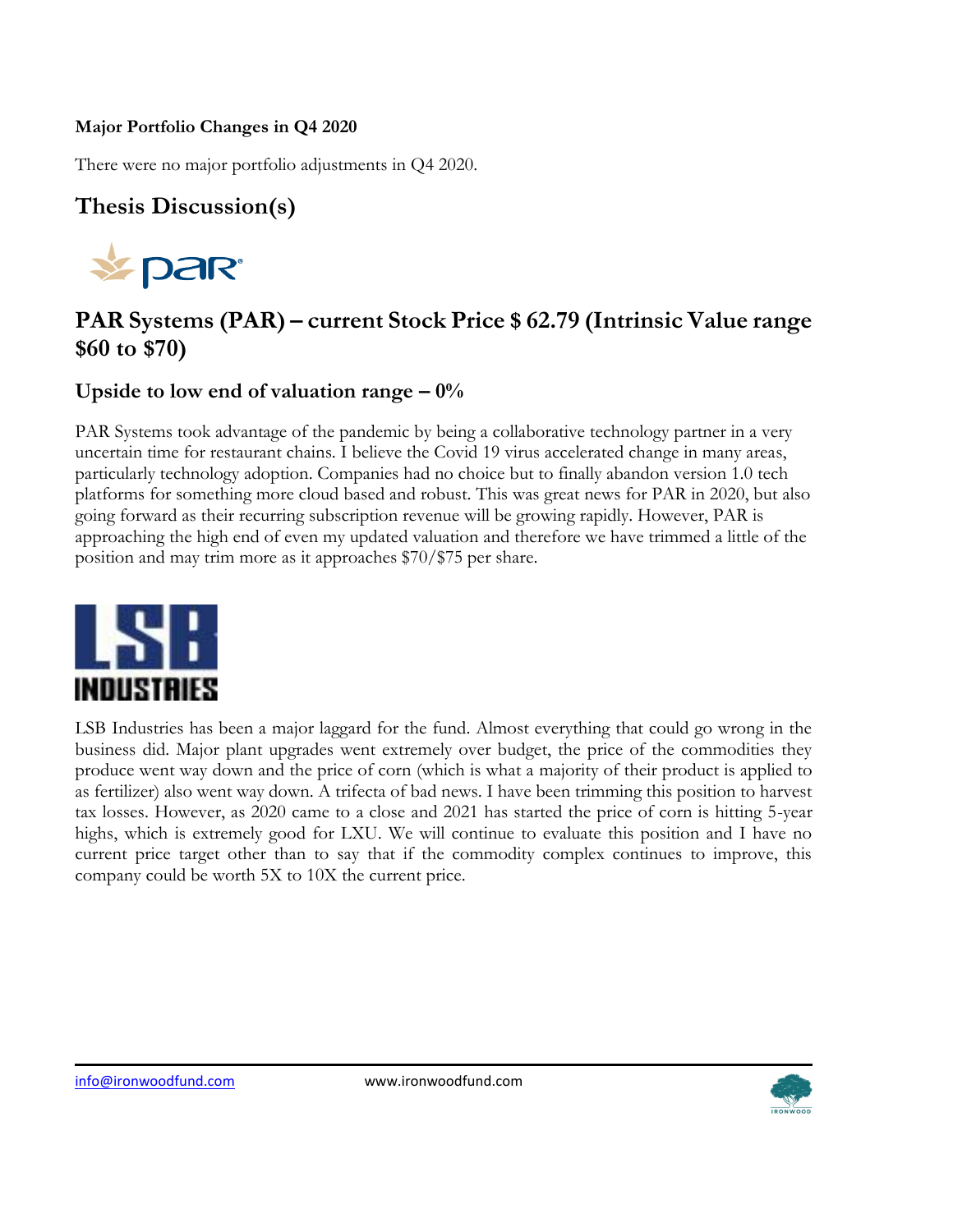**Major Portfolio Changes in Q4 2020**

There were no major portfolio adjustments in Q4 2020.

# Thesis Discussion(s)

## PAR Systems (PAR) – current Stock Price $ 62.79 (Intrinsic Value range $60 to $70)

### Upside to low end of valuation range – 0%

PAR Systems took advantage of the pandemic by being a collaborative technology partner in a very uncertain time for restaurant chains. I believe the Covid 19 virus accelerated change in many areas, particularly technology adoption. Companies had no choice but to finally abandon version 1.0 tech platforms for something more cloud based and robust. This was great news for PAR in 2020, but also going forward as their recurring subscription revenue will be growing rapidly. However, PAR is approaching the high end of even my updated valuation and therefore we have trimmed a little of the position and may trim more as it approaches $70/$75 per share.

LSB Industries has been a major laggard for the fund. Almost everything that could go wrong in the business did. Major plant upgrades went extremely over budget, the price of the commodities they produce went way down and the price of corn (which is what a majority of their product is applied to as fertilizer) also went way down. A trifecta of bad news. I have been trimming this position to harvest tax losses. However, as 2020 came to a close and 2021 has started the price of corn is hitting 5-year highs, which is extremely good for LXU. We will continue to evaluate this position and I have no current price target other than to say that if the commodity complex continues to improve, this company could be worth 5X to 10X the current price.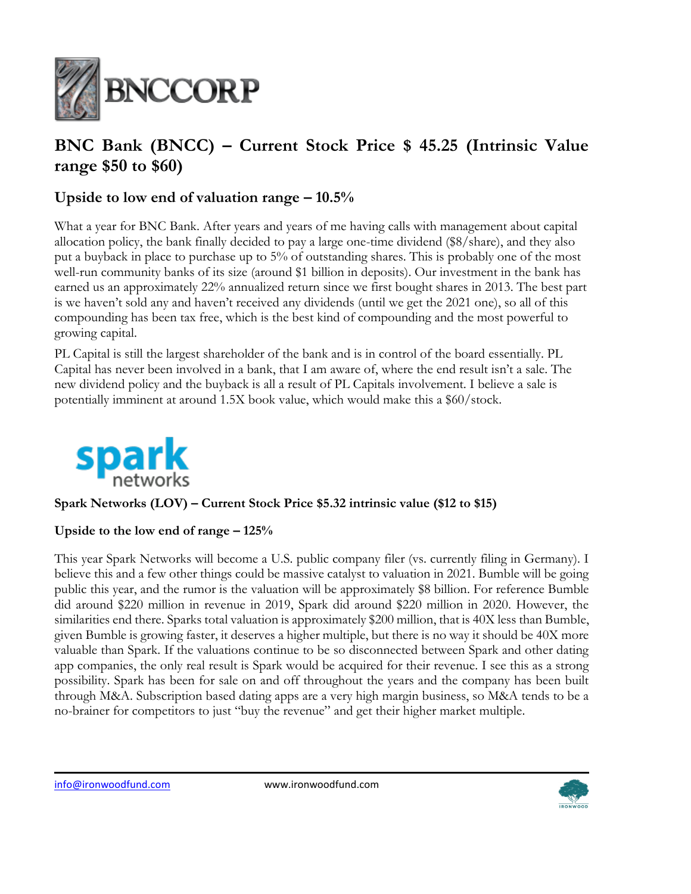## BNC Bank (BNCC) – Current Stock Price $ 45.25 (Intrinsic Value range $50 to $60)

### Upside to low end of valuation range – 10.5%

What a year for BNC Bank. After years and years of me having calls with management about capital allocation policy, the bank finally decided to pay a large one-time dividend ($8/share), and they also put a buyback in place to purchase up to 5% of outstanding shares. This is probably one of the most well-run community banks of its size (around $1 billion in deposits). Our investment in the bank has earned us an approximately 22% annualized return since we first bought shares in 2013. The best part is we haven't sold any and haven't received any dividends (until we get the 2021 one), so all of this compounding has been tax free, which is the best kind of compounding and the most powerful to growing capital.

PL Capital is still the largest shareholder of the bank and is in control of the board essentially. PL Capital has never been involved in a bank, that I am aware of, where the end result isn't a sale. The new dividend policy and the buyback is all a result of PL Capitals involvement. I believe a sale is potentially imminent at around 1.5X book value, which would make this a $60/stock.

**Spark Networks (LOV) – Current Stock Price $5.32 intrinsic value ($12 to $15)**

**Upside to the low end of range – 125%**

This year Spark Networks will become a U.S. public company filer (vs. currently filing in Germany). I believe this and a few other things could be massive catalyst to valuation in 2021. Bumble will be going public this year, and the rumor is the valuation will be approximately $8 billion. For reference Bumble did around $220 million in revenue in 2019, Spark did around $220 million in 2020. However, the similarities end there. Sparks total valuation is approximately $200 million, that is 40X less than Bumble, given Bumble is growing faster, it deserves a higher multiple, but there is no way it should be 40X more valuable than Spark. If the valuations continue to be so disconnected between Spark and other dating app companies, the only real result is Spark would be acquired for their revenue. I see this as a strong possibility. Spark has been for sale on and off throughout the years and the company has been built through M&A. Subscription based dating apps are a very high margin business, so M&A tends to be a no-brainer for competitors to just "buy the revenue" and get their higher market multiple.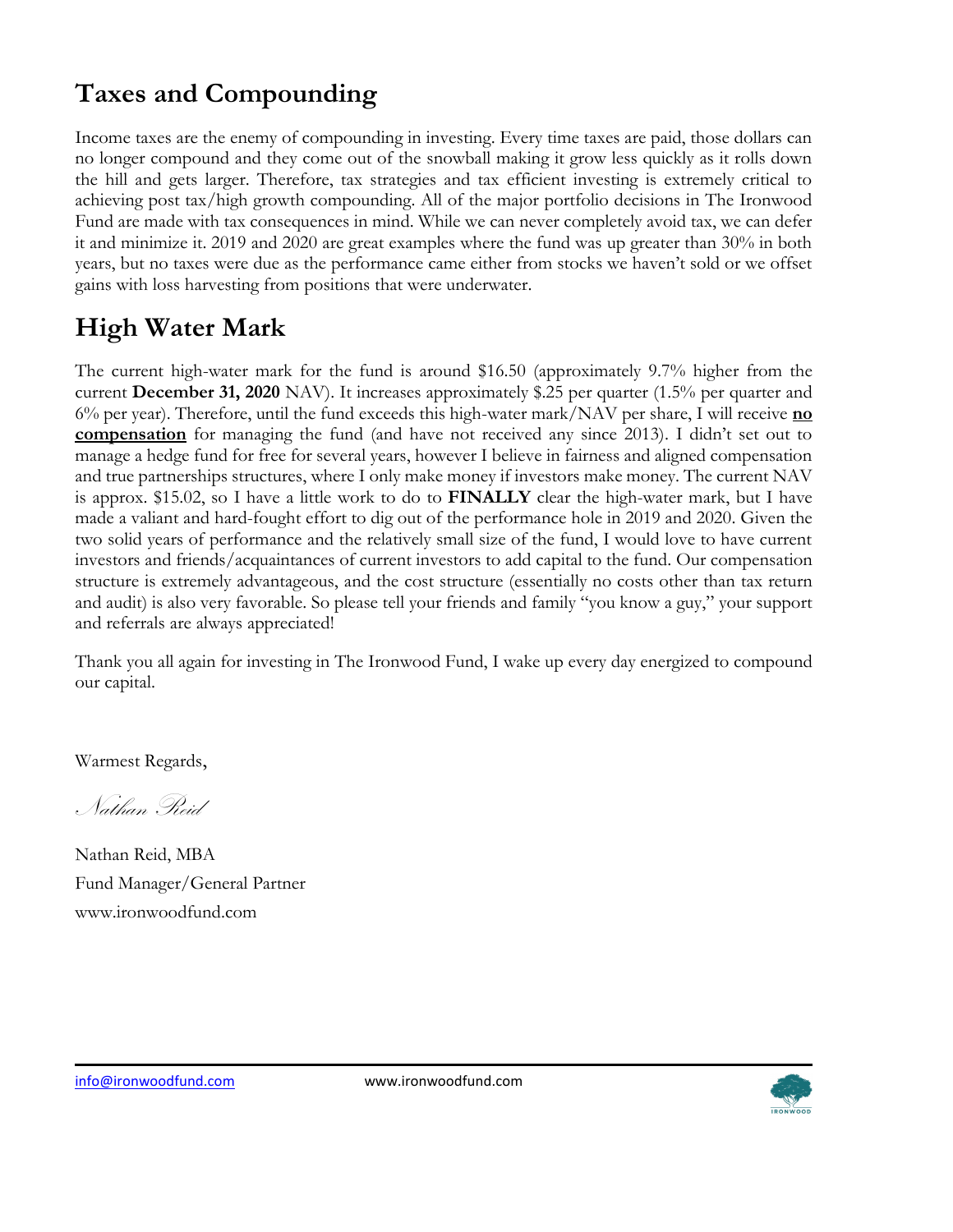## Taxes and Compounding

Income taxes are the enemy of compounding in investing. Every time taxes are paid, those dollars can no longer compound and they come out of the snowball making it grow less quickly as it rolls down the hill and gets larger. Therefore, tax strategies and tax efficient investing is extremely critical to achieving post tax/high growth compounding. All of the major portfolio decisions in The Ironwood Fund are made with tax consequences in mind. While we can never completely avoid tax, we can defer it and minimize it. 2019 and 2020 are great examples where the fund was up greater than 30% in both years, but no taxes were due as the performance came either from stocks we haven't sold or we offset gains with loss harvesting from positions that were underwater.

## High Water Mark

The current high-water mark for the fund is around $16.50 (approximately 9.7% higher from the current **December 31, 2020** NAV). It increases approximately $.25 per quarter (1.5% per quarter and 6% per year). Therefore, until the fund exceeds this high-water mark/NAV per share, I will receive **no compensation** for managing the fund (and have not received any since 2013). I didn't set out to manage a hedge fund for free for several years, however I believe in fairness and aligned compensation and true partnerships structures, where I only make money if investors make money. The current NAV is approx. $15.02, so I have a little work to do to **FINALLY** clear the high-water mark, but I have made a valiant and hard-fought effort to dig out of the performance hole in 2019 and 2020. Given the two solid years of performance and the relatively small size of the fund, I would love to have current investors and friends/acquaintances of current investors to add capital to the fund. Our compensation structure is extremely advantageous, and the cost structure (essentially no costs other than tax return and audit) is also very favorable. So please tell your friends and family "you know a guy," your support and referrals are always appreciated!

Thank you all again for investing in The Ironwood Fund, I wake up every day energized to compound our capital.

Warmest Regards,

*Nathan Reid*

Nathan Reid, MBA

Fund Manager/General Partner

www.ironwoodfund.com